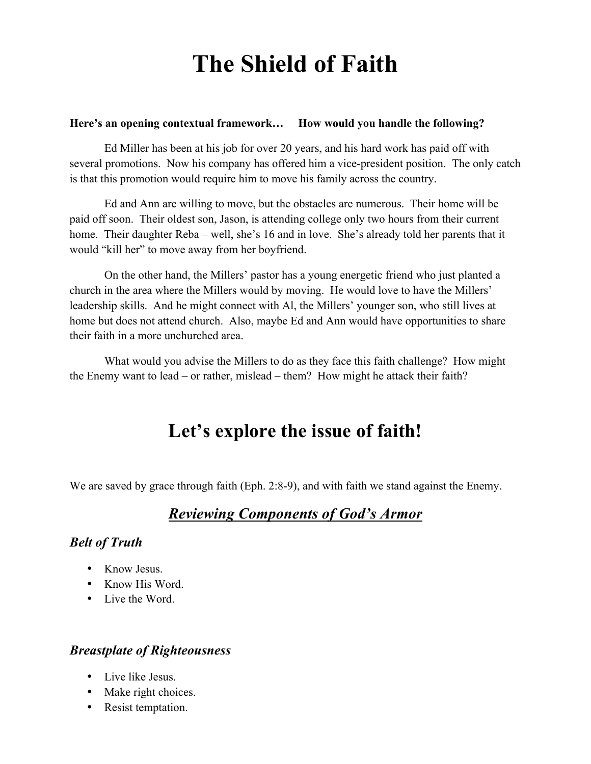# The Shield of Faith

**Here's an opening contextual framework… How would you handle the following?**

Ed Miller has been at his job for over 20 years, and his hard work has paid off with several promotions. Now his company has offered him a vice-president position. The only catch is that this promotion would require him to move his family across the country.

Ed and Ann are willing to move, but the obstacles are numerous. Their home will be paid off soon. Their oldest son, Jason, is attending college only two hours from their current home. Their daughter Reba – well, she's 16 and in love. She's already told her parents that it would "kill her" to move away from her boyfriend.

On the other hand, the Millers' pastor has a young energetic friend who just planted a church in the area where the Millers would by moving. He would love to have the Millers' leadership skills. And he might connect with Al, the Millers' younger son, who still lives at home but does not attend church. Also, maybe Ed and Ann would have opportunities to share their faith in a more unchurched area.

What would you advise the Millers to do as they face this faith challenge? How might the Enemy want to lead – or rather, mislead – them? How might he attack their faith?

# Let's explore the issue of faith!

We are saved by grace through faith (Eph. 2:8-9), and with faith we stand against the Enemy.

## ***<u>Reviewing Components of God's Armor</u>***

### *Belt of Truth*

- Know Jesus.
- Know His Word.
- Live the Word.

### *Breastplate of Righteousness*

- Live like Jesus.
- Make right choices.
- Resist temptation.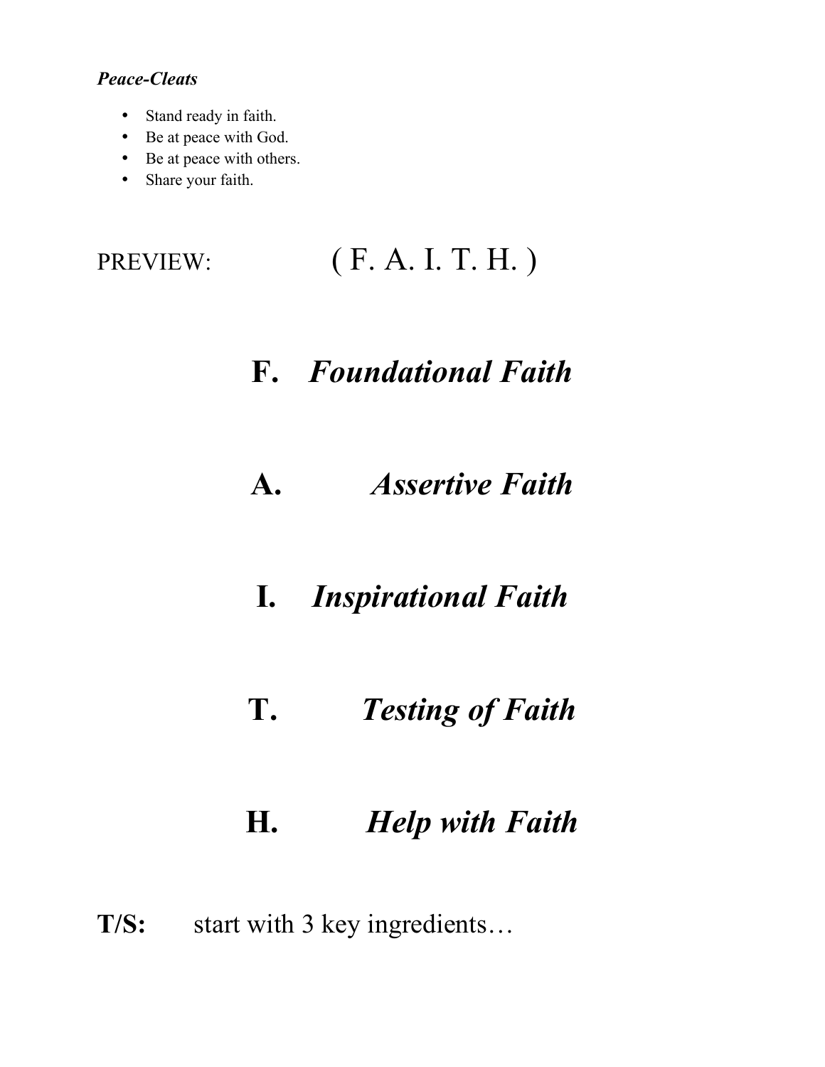***Peace-Cleats***

- Stand ready in faith.
- Be at peace with God.
- Be at peace with others.
- Share your faith.

PREVIEW: ( F. A. I. T. H. )

**F.** ***Foundational Faith***

**A.** ***Assertive Faith***

**I.** ***Inspirational Faith***

**T.** ***Testing of Faith***

**H.** ***Help with Faith***

**T/S:** start with 3 key ingredients…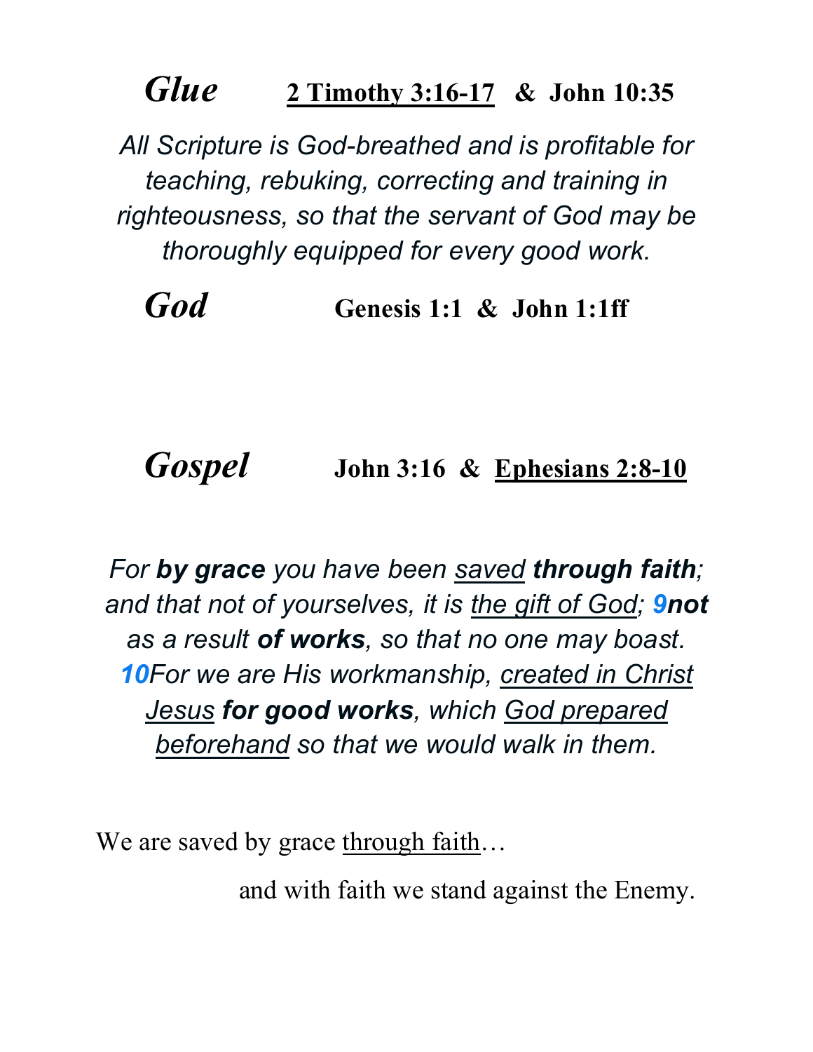## *Glue*   <u>**2 Timothy 3:16-17**</u> **& John 10:35**

*All Scripture is God-breathed and is profitable for teaching, rebuking, correcting and training in righteousness, so that the servant of God may be thoroughly equipped for every good work.*

## *God*   **Genesis 1:1 & John 1:1ff**

## *Gospel*   **John 3:16 &** <u>**Ephesians 2:8-10**</u>

*For **by grace** you have been <u>saved</u> **through faith**; and that not of yourselves, it is <u>the gift of God</u>; 9**not** as a result **of works**, so that no one may boast. 10For we are His workmanship, <u>created in Christ Jesus</u> **for good works**, which <u>God prepared beforehand</u> so that we would walk in them.*

We are saved by grace <u>through faith</u>…

and with faith we stand against the Enemy.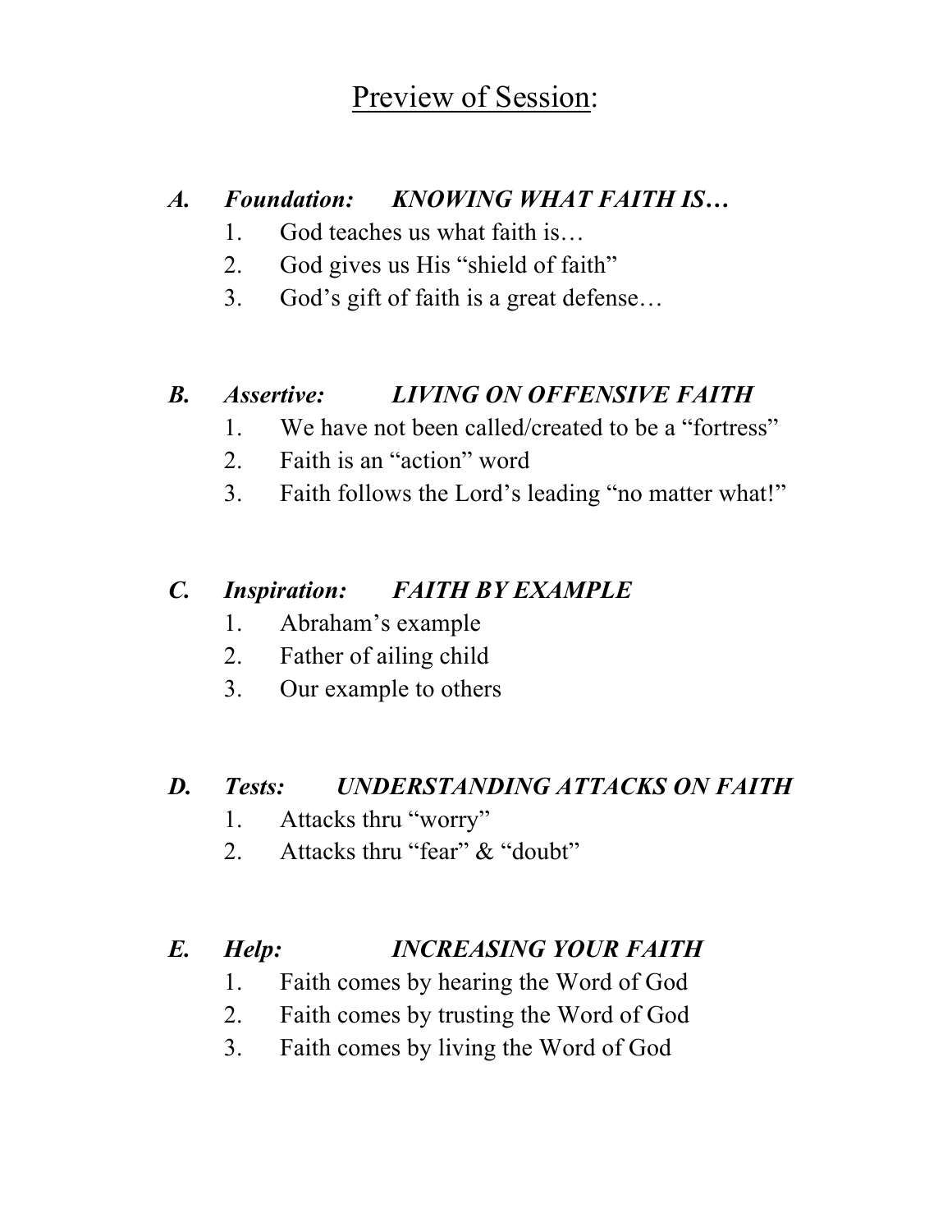# <u>Preview of Session</u>:

***A. Foundation: KNOWING WHAT FAITH IS…***

1. God teaches us what faith is…
2. God gives us His "shield of faith"
3. God's gift of faith is a great defense…

***B. Assertive: LIVING ON OFFENSIVE FAITH***

1. We have not been called/created to be a "fortress"
2. Faith is an "action" word
3. Faith follows the Lord's leading "no matter what!"

***C. Inspiration: FAITH BY EXAMPLE***

1. Abraham's example
2. Father of ailing child
3. Our example to others

***D. Tests: UNDERSTANDING ATTACKS ON FAITH***

1. Attacks thru "worry"
2. Attacks thru "fear" & "doubt"

***E. Help: INCREASING YOUR FAITH***

1. Faith comes by hearing the Word of God
2. Faith comes by trusting the Word of God
3. Faith comes by living the Word of God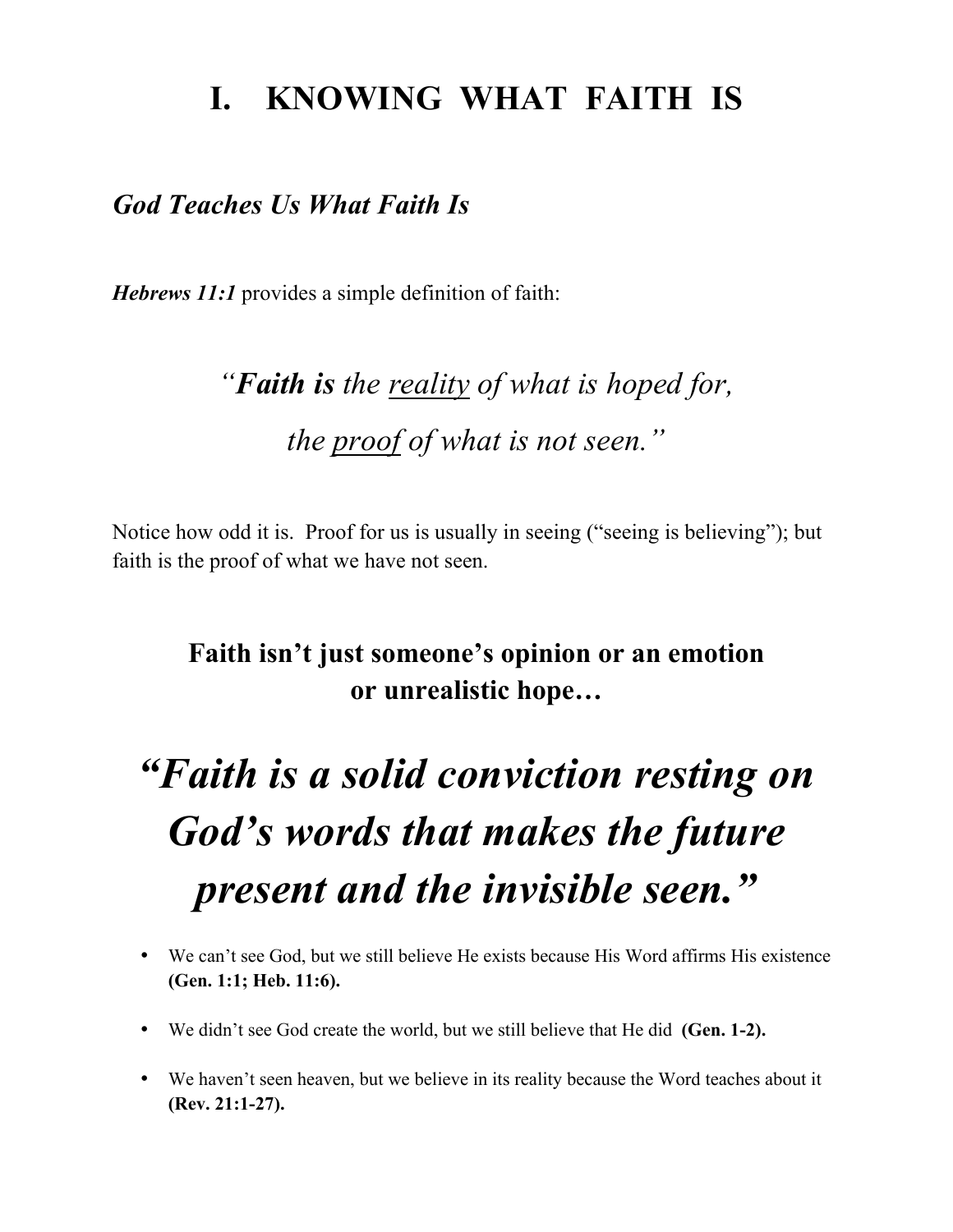# I. KNOWING WHAT FAITH IS

## *God Teaches Us What Faith Is*

***Hebrews 11:1*** provides a simple definition of faith:

> *"**Faith is** the <u>reality</u> of what is hoped for,*
> *the <u>proof</u> of what is not seen."*

Notice how odd it is. Proof for us is usually in seeing ("seeing is believing"); but faith is the proof of what we have not seen.

**Faith isn't just someone's opinion or an emotion or unrealistic hope…**

***"Faith is a solid conviction resting on God's words that makes the future present and the invisible seen."***

- We can't see God, but we still believe He exists because His Word affirms His existence **(Gen. 1:1; Heb. 11:6).**
- We didn't see God create the world, but we still believe that He did **(Gen. 1-2).**
- We haven't seen heaven, but we believe in its reality because the Word teaches about it **(Rev. 21:1-27).**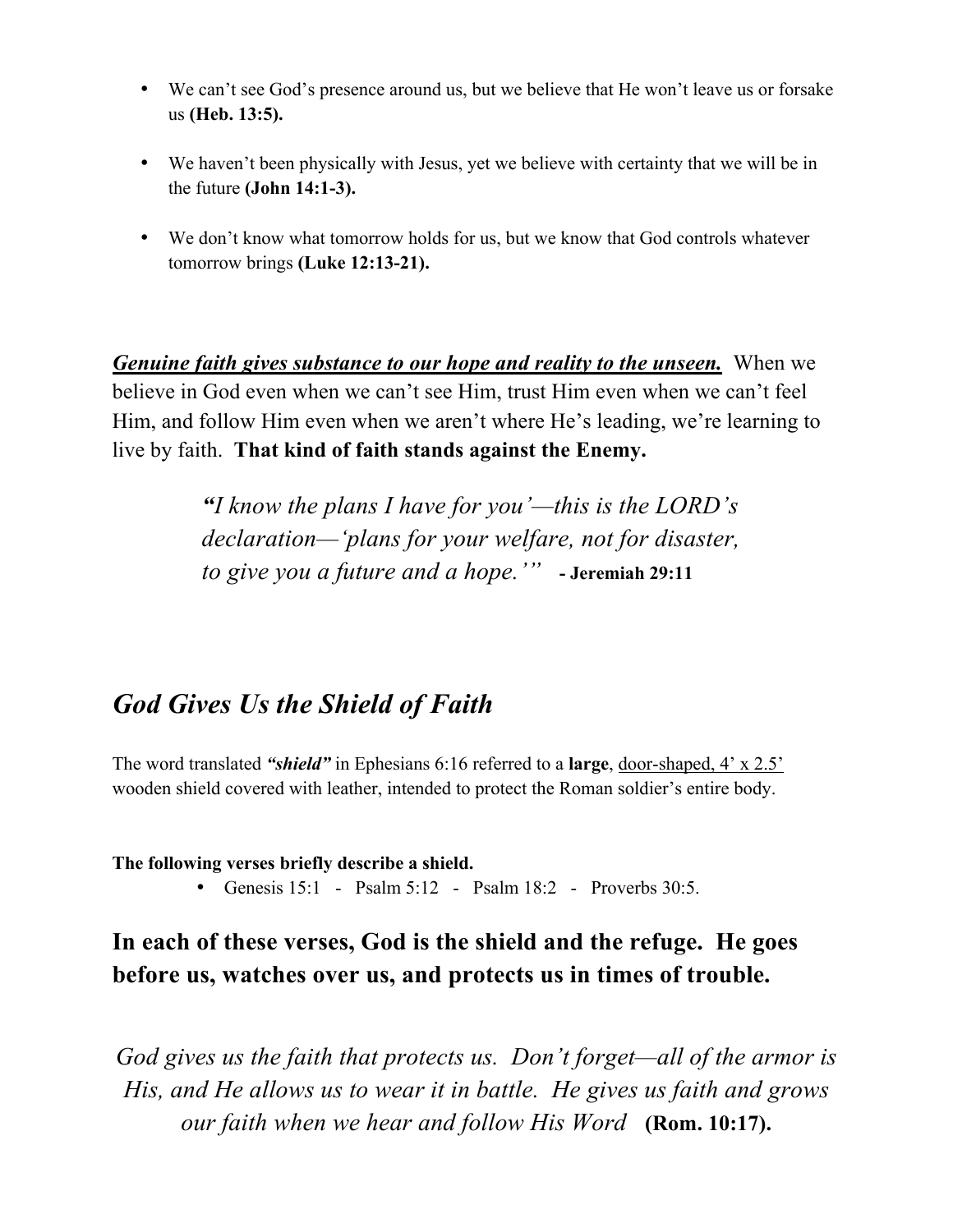- We can't see God's presence around us, but we believe that He won't leave us or forsake us **(Heb. 13:5).**

- We haven't been physically with Jesus, yet we believe with certainty that we will be in the future **(John 14:1-3).**

- We don't know what tomorrow holds for us, but we know that God controls whatever tomorrow brings **(Luke 12:13-21).**

***<u>Genuine faith gives substance to our hope and reality to the unseen.</u>*** When we believe in God even when we can't see Him, trust Him even when we can't feel Him, and follow Him even when we aren't where He's leading, we're learning to live by faith. **That kind of faith stands against the Enemy.**

> ***"****I know the plans I have for you'—this is the LORD's declaration—'plans for your welfare, not for disaster, to give you a future and a hope.'"* **- Jeremiah 29:11**

## *God Gives Us the Shield of Faith*

The word translated ***"shield"*** in Ephesians 6:16 referred to a **large**, <u>door-shaped, 4' x 2.5'</u> wooden shield covered with leather, intended to protect the Roman soldier's entire body.

**The following verses briefly describe a shield.**

- Genesis 15:1 - Psalm 5:12 - Psalm 18:2 - Proverbs 30:5.

### In each of these verses, God is the shield and the refuge. He goes before us, watches over us, and protects us in times of trouble.

*God gives us the faith that protects us. Don't forget—all of the armor is His, and He allows us to wear it in battle. He gives us faith and grows our faith when we hear and follow His Word* **(Rom. 10:17).**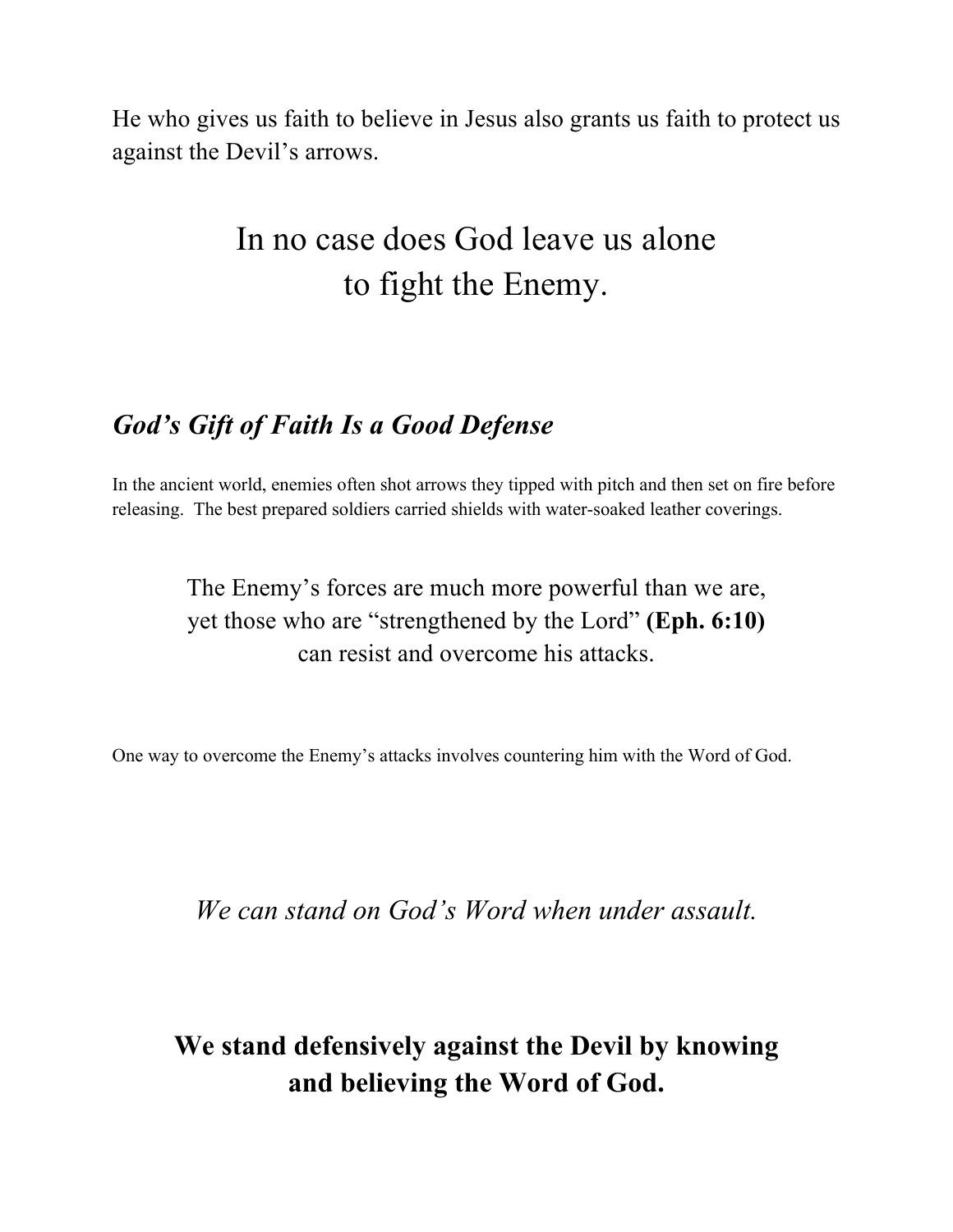He who gives us faith to believe in Jesus also grants us faith to protect us against the Devil's arrows.

In no case does God leave us alone to fight the Enemy.

## *God's Gift of Faith Is a Good Defense*

In the ancient world, enemies often shot arrows they tipped with pitch and then set on fire before releasing. The best prepared soldiers carried shields with water-soaked leather coverings.

The Enemy's forces are much more powerful than we are, yet those who are "strengthened by the Lord" **(Eph. 6:10)** can resist and overcome his attacks.

One way to overcome the Enemy's attacks involves countering him with the Word of God.

*We can stand on God's Word when under assault.*

**We stand defensively against the Devil by knowing and believing the Word of God.**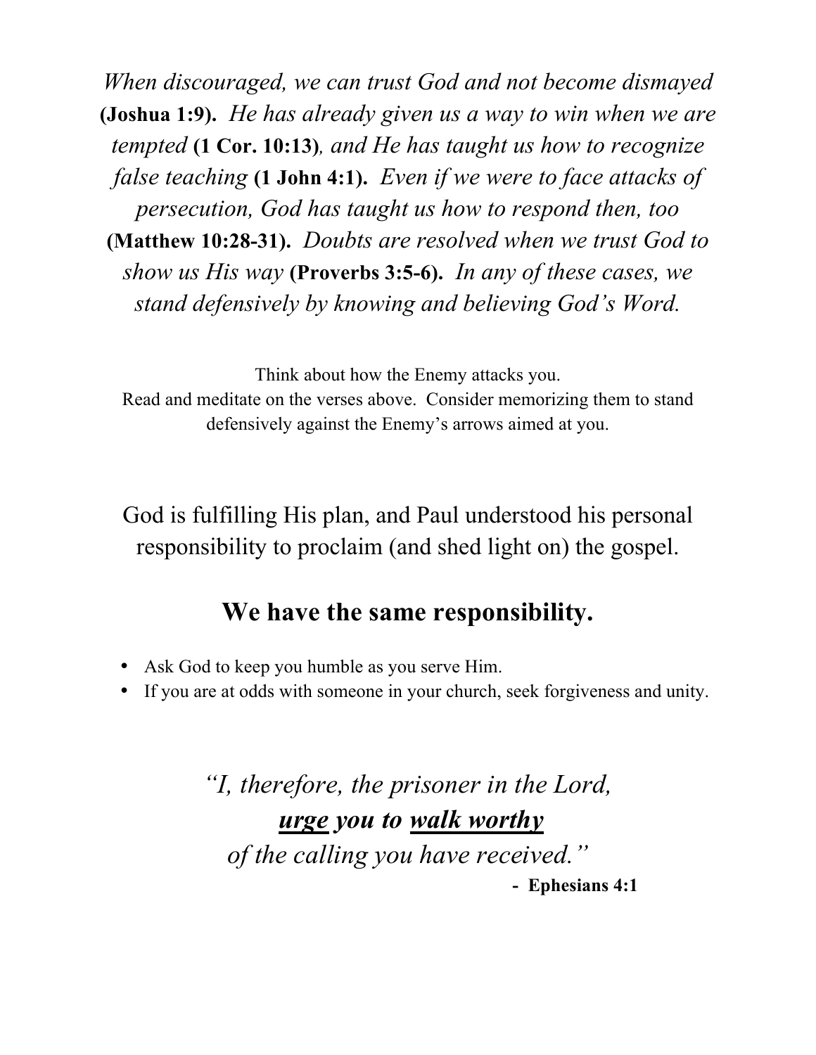*When discouraged, we can trust God and not become dismayed* **(Joshua 1:9).** *He has already given us a way to win when we are tempted* **(1 Cor. 10:13)***, and He has taught us how to recognize false teaching* **(1 John 4:1).** *Even if we were to face attacks of persecution, God has taught us how to respond then, too* **(Matthew 10:28-31).** *Doubts are resolved when we trust God to show us His way* **(Proverbs 3:5-6).** *In any of these cases, we stand defensively by knowing and believing God's Word.*

Think about how the Enemy attacks you.
Read and meditate on the verses above. Consider memorizing them to stand defensively against the Enemy's arrows aimed at you.

God is fulfilling His plan, and Paul understood his personal responsibility to proclaim (and shed light on) the gospel.

## We have the same responsibility.

- Ask God to keep you humble as you serve Him.
- If you are at odds with someone in your church, seek forgiveness and unity.

*"I, therefore, the prisoner in the Lord,*
***urge*** ***you to*** ***walk worthy***
*of the calling you have received."*

**- Ephesians 4:1**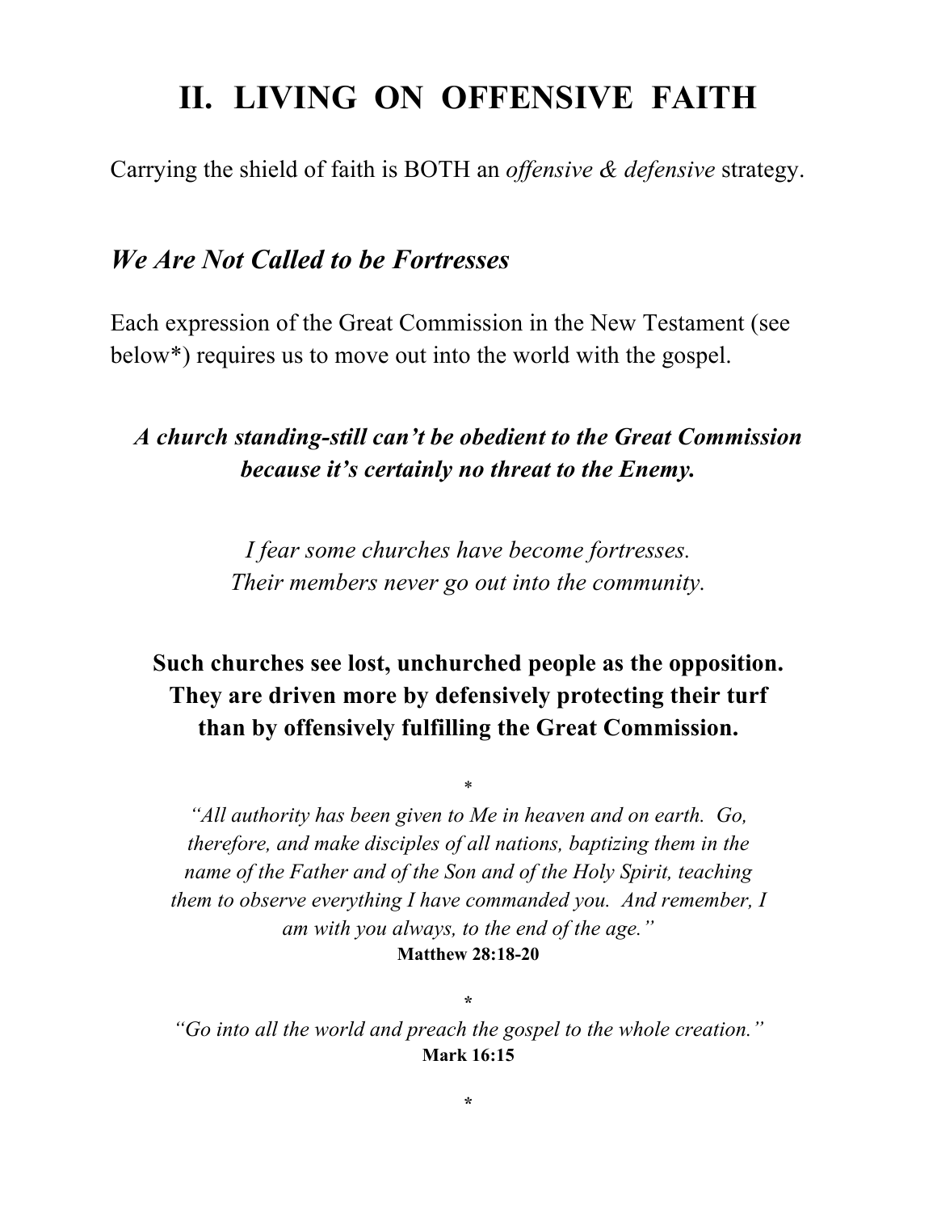# II. LIVING ON OFFENSIVE FAITH

Carrying the shield of faith is BOTH an *offensive & defensive* strategy.

## *We Are Not Called to be Fortresses*

Each expression of the Great Commission in the New Testament (see below*) requires us to move out into the world with the gospel.

***A church standing-still can't be obedient to the Great Commission because it's certainly no threat to the Enemy.***

*I fear some churches have become fortresses.*
*Their members never go out into the community.*

**Such churches see lost, unchurched people as the opposition. They are driven more by defensively protecting their turf than by offensively fulfilling the Great Commission.**

*

*"All authority has been given to Me in heaven and on earth. Go, therefore, and make disciples of all nations, baptizing them in the name of the Father and of the Son and of the Holy Spirit, teaching them to observe everything I have commanded you. And remember, I am with you always, to the end of the age."*
**Matthew 28:18-20**

*

*"Go into all the world and preach the gospel to the whole creation."*
**Mark 16:15**

*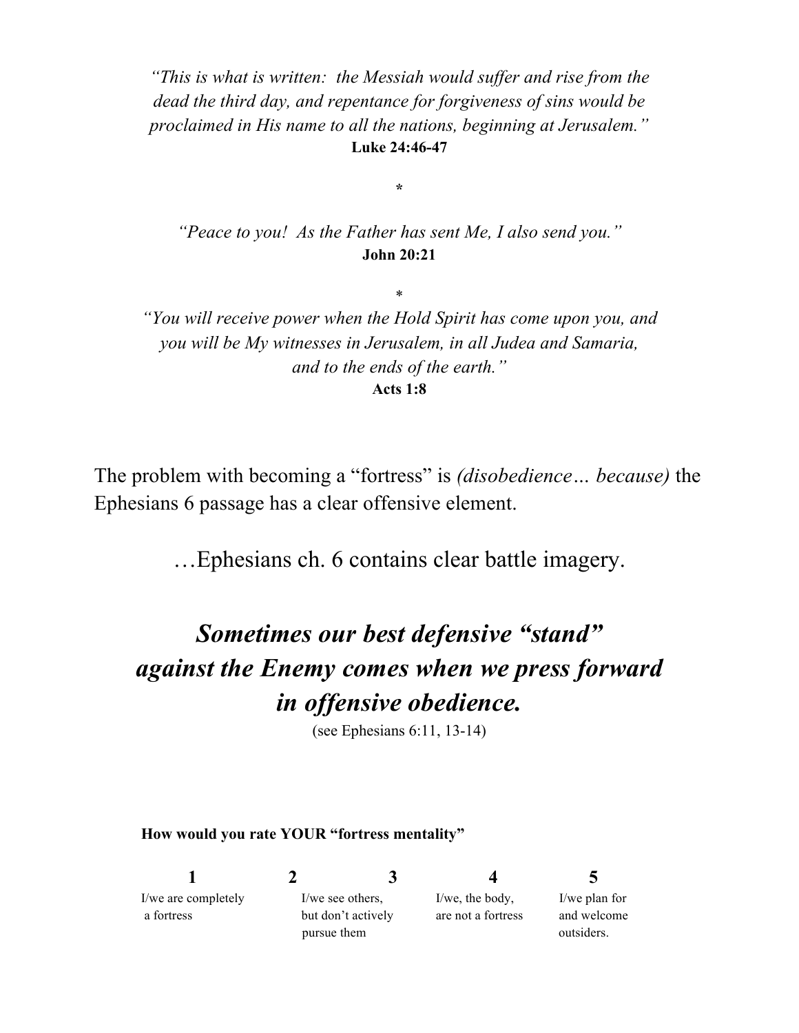*"This is what is written: the Messiah would suffer and rise from the dead the third day, and repentance for forgiveness of sins would be proclaimed in His name to all the nations, beginning at Jerusalem."*
**Luke 24:46-47**

*

*"Peace to you! As the Father has sent Me, I also send you."*
**John 20:21**

*

*"You will receive power when the Hold Spirit has come upon you, and you will be My witnesses in Jerusalem, in all Judea and Samaria, and to the ends of the earth."*
**Acts 1:8**

The problem with becoming a "fortress" is *(disobedience… because)* the Ephesians 6 passage has a clear offensive element.

…Ephesians ch. 6 contains clear battle imagery.

***Sometimes our best defensive "stand" against the Enemy comes when we press forward in offensive obedience.***

(see Ephesians 6:11, 13-14)

**How would you rate YOUR "fortress mentality"**

| **1** | **2** | **3** | **4** | **5** |
|---|---|---|---|---|
| I/we are completely a fortress | I/we see others, but don't actively pursue them | | I/we, the body, are not a fortress | I/we plan for and welcome outsiders. |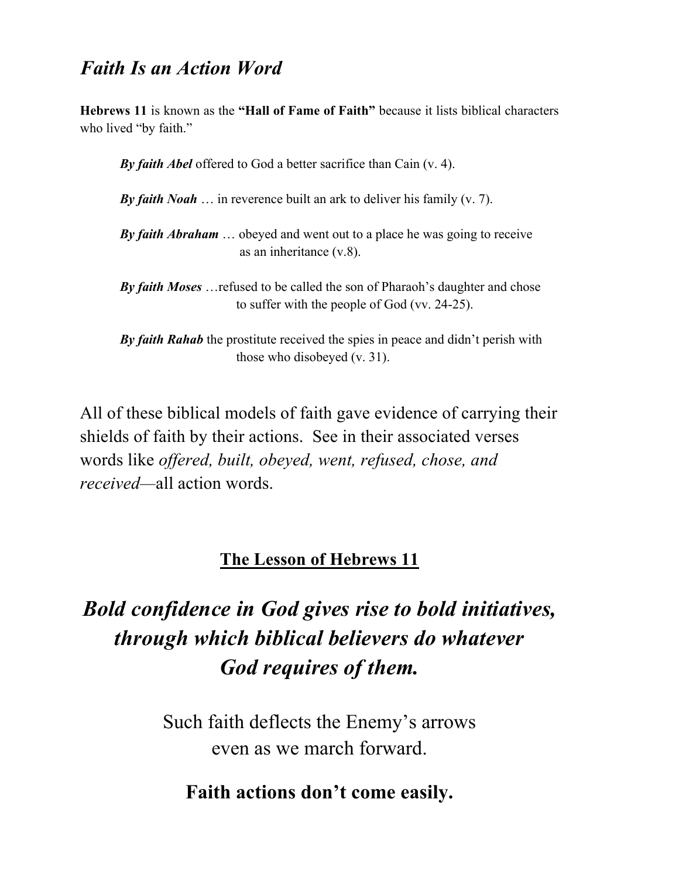## *Faith Is an Action Word*

**Hebrews 11** is known as the **"Hall of Fame of Faith"** because it lists biblical characters who lived "by faith."

> ***By faith Abel*** offered to God a better sacrifice than Cain (v. 4).
>
> ***By faith Noah*** … in reverence built an ark to deliver his family (v. 7).
>
> ***By faith Abraham*** … obeyed and went out to a place he was going to receive as an inheritance (v.8).
>
> ***By faith Moses*** …refused to be called the son of Pharaoh's daughter and chose to suffer with the people of God (vv. 24-25).
>
> ***By faith Rahab*** the prostitute received the spies in peace and didn't perish with those who disobeyed (v. 31).

All of these biblical models of faith gave evidence of carrying their shields of faith by their actions. See in their associated verses words like *offered, built, obeyed, went, refused, chose, and received*—all action words.

**<u>The Lesson of Hebrews 11</u>**

***Bold confidence in God gives rise to bold initiatives, through which biblical believers do whatever God requires of them.***

Such faith deflects the Enemy's arrows even as we march forward.

**Faith actions don't come easily.**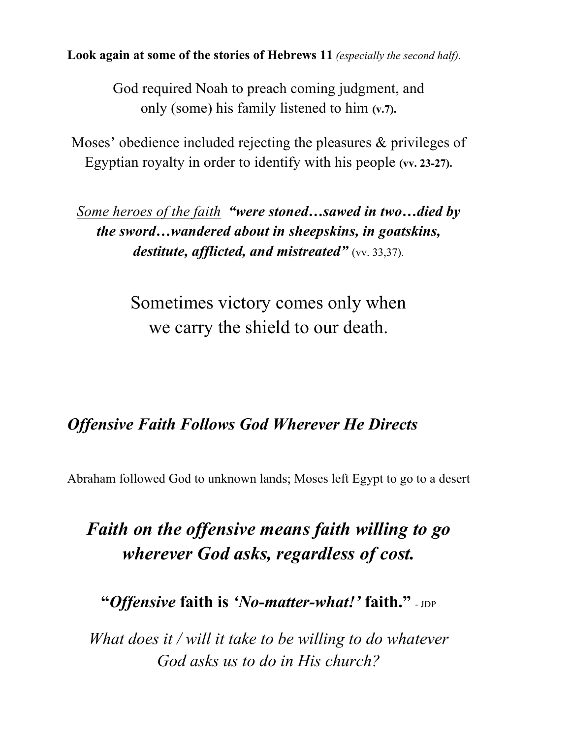**Look again at some of the stories of Hebrews 11** *(especially the second half).*

God required Noah to preach coming judgment, and only (some) his family listened to him **(v.7).**

Moses' obedience included rejecting the pleasures & privileges of Egyptian royalty in order to identify with his people **(vv. 23-27).**

<u>Some heroes of the faith</u> ***"were stoned…sawed in two…died by the sword…wandered about in sheepskins, in goatskins, destitute, afflicted, and mistreated"*** (vv. 33,37).

Sometimes victory comes only when we carry the shield to our death.

## *Offensive Faith Follows God Wherever He Directs*

Abraham followed God to unknown lands; Moses left Egypt to go to a desert

***Faith on the offensive means faith willing to go wherever God asks, regardless of cost.***

**"*Offensive* faith is *'No-matter-what!'* faith."** - JDP

*What does it / will it take to be willing to do whatever God asks us to do in His church?*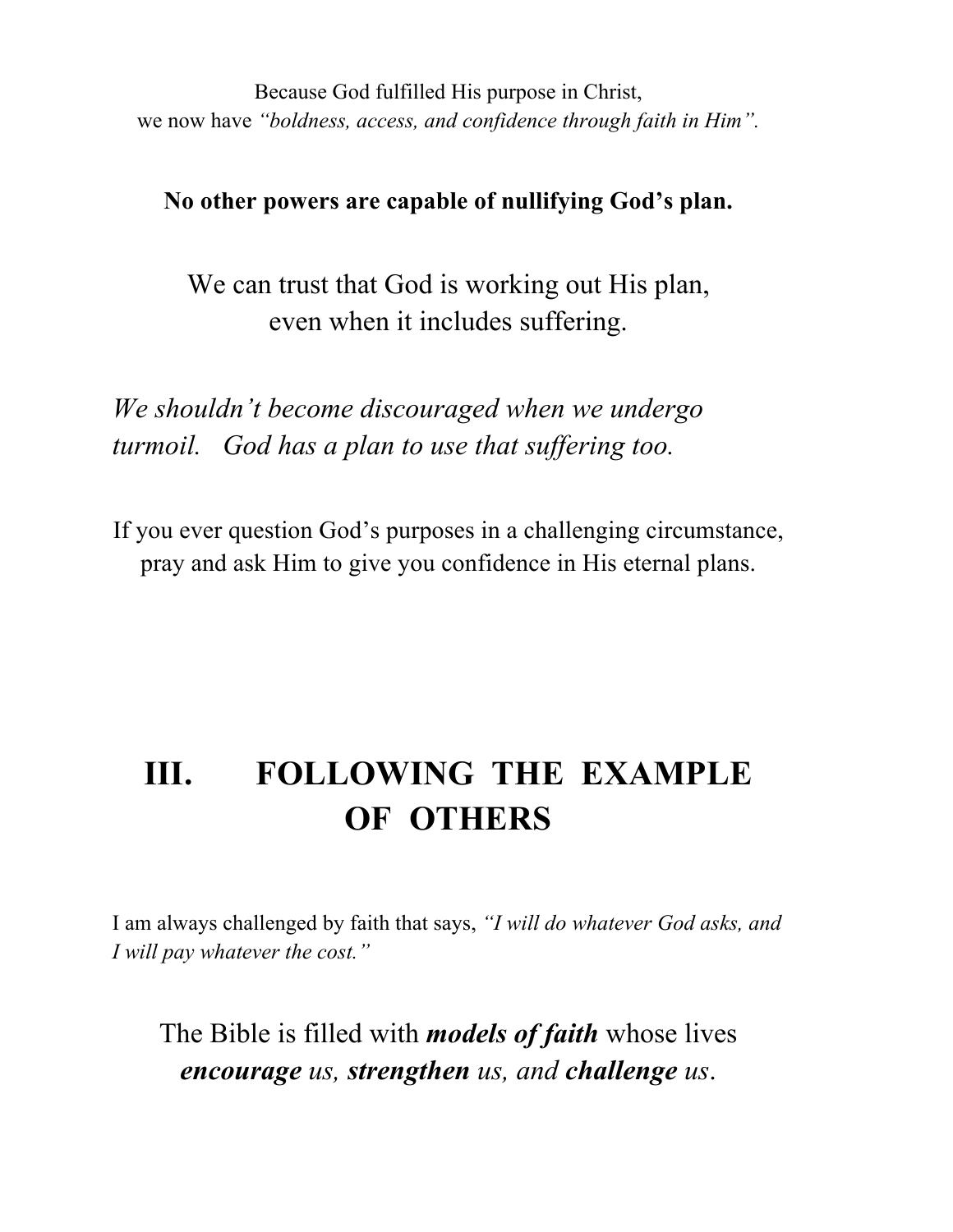Because God fulfilled His purpose in Christ,
we now have *"boldness, access, and confidence through faith in Him".*

**No other powers are capable of nullifying God's plan.**

We can trust that God is working out His plan,
even when it includes suffering.

*We shouldn't become discouraged when we undergo turmoil. God has a plan to use that suffering too.*

If you ever question God's purposes in a challenging circumstance, pray and ask Him to give you confidence in His eternal plans.

# III. FOLLOWING THE EXAMPLE OF OTHERS

I am always challenged by faith that says, *"I will do whatever God asks, and I will pay whatever the cost."*

The Bible is filled with ***models of faith*** whose lives ***encourage*** *us,* ***strengthen*** *us, and* ***challenge*** *us*.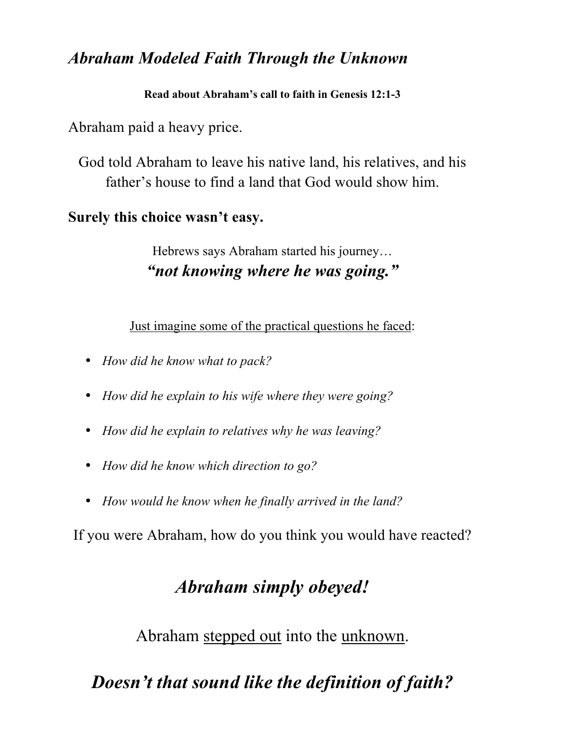## *Abraham Modeled Faith Through the Unknown*

**Read about Abraham's call to faith in Genesis 12:1-3**

Abraham paid a heavy price.

God told Abraham to leave his native land, his relatives, and his father's house to find a land that God would show him.

**Surely this choice wasn't easy.**

Hebrews says Abraham started his journey…
***"not knowing where he was going."***

<u>Just imagine some of the practical questions he faced</u>:

- *How did he know what to pack?*
- *How did he explain to his wife where they were going?*
- *How did he explain to relatives why he was leaving?*
- *How did he know which direction to go?*
- *How would he know when he finally arrived in the land?*

If you were Abraham, how do you think you would have reacted?

***Abraham simply obeyed!***

Abraham <u>stepped out</u> into the <u>unknown</u>.

***Doesn't that sound like the definition of faith?***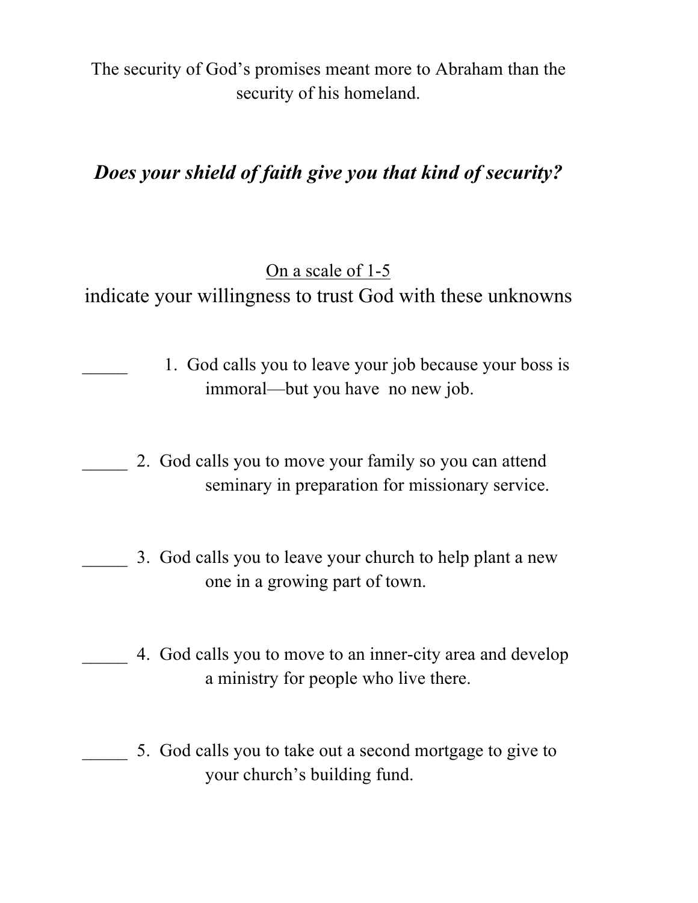The security of God's promises meant more to Abraham than the security of his homeland.

***Does your shield of faith give you that kind of security?***

<u>On a scale of 1-5</u>

indicate your willingness to trust God with these unknowns

_____ 1. God calls you to leave your job because your boss is immoral—but you have no new job.

_____ 2. God calls you to move your family so you can attend seminary in preparation for missionary service.

_____ 3. God calls you to leave your church to help plant a new one in a growing part of town.

_____ 4. God calls you to move to an inner-city area and develop a ministry for people who live there.

_____ 5. God calls you to take out a second mortgage to give to your church's building fund.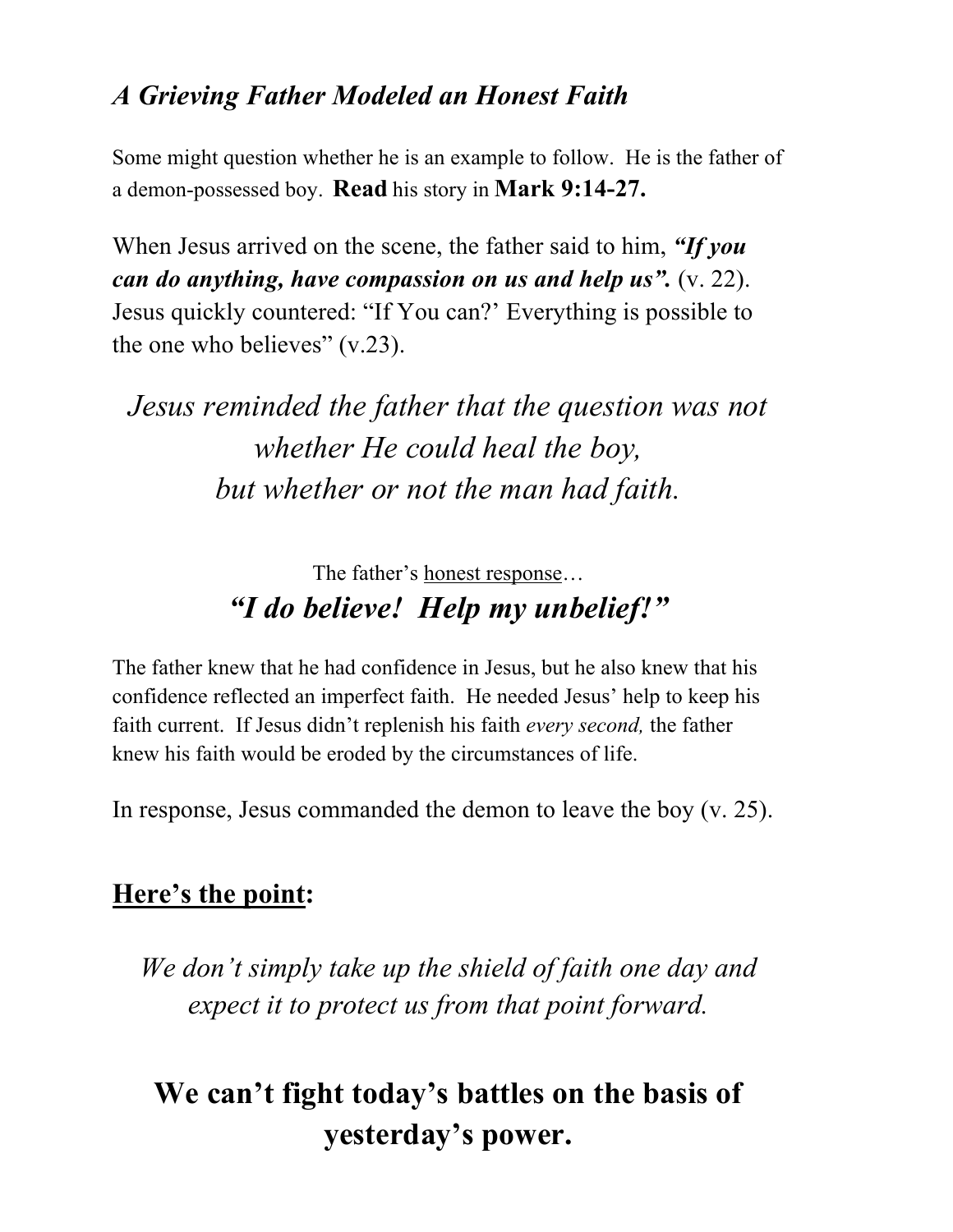## *A Grieving Father Modeled an Honest Faith*

Some might question whether he is an example to follow. He is the father of a demon-possessed boy. **Read** his story in **Mark 9:14-27.**

When Jesus arrived on the scene, the father said to him, ***"If you can do anything, have compassion on us and help us".*** (v. 22). Jesus quickly countered: "If You can?' Everything is possible to the one who believes" (v.23).

*Jesus reminded the father that the question was not whether He could heal the boy, but whether or not the man had faith.*

The father's <u>honest response</u>…

***"I do believe! Help my unbelief!"***

The father knew that he had confidence in Jesus, but he also knew that his confidence reflected an imperfect faith. He needed Jesus' help to keep his faith current. If Jesus didn't replenish his faith *every second,* the father knew his faith would be eroded by the circumstances of life.

In response, Jesus commanded the demon to leave the boy (v. 25).

**<u>Here's the point</u>:**

*We don't simply take up the shield of faith one day and expect it to protect us from that point forward.*

**We can't fight today's battles on the basis of yesterday's power.**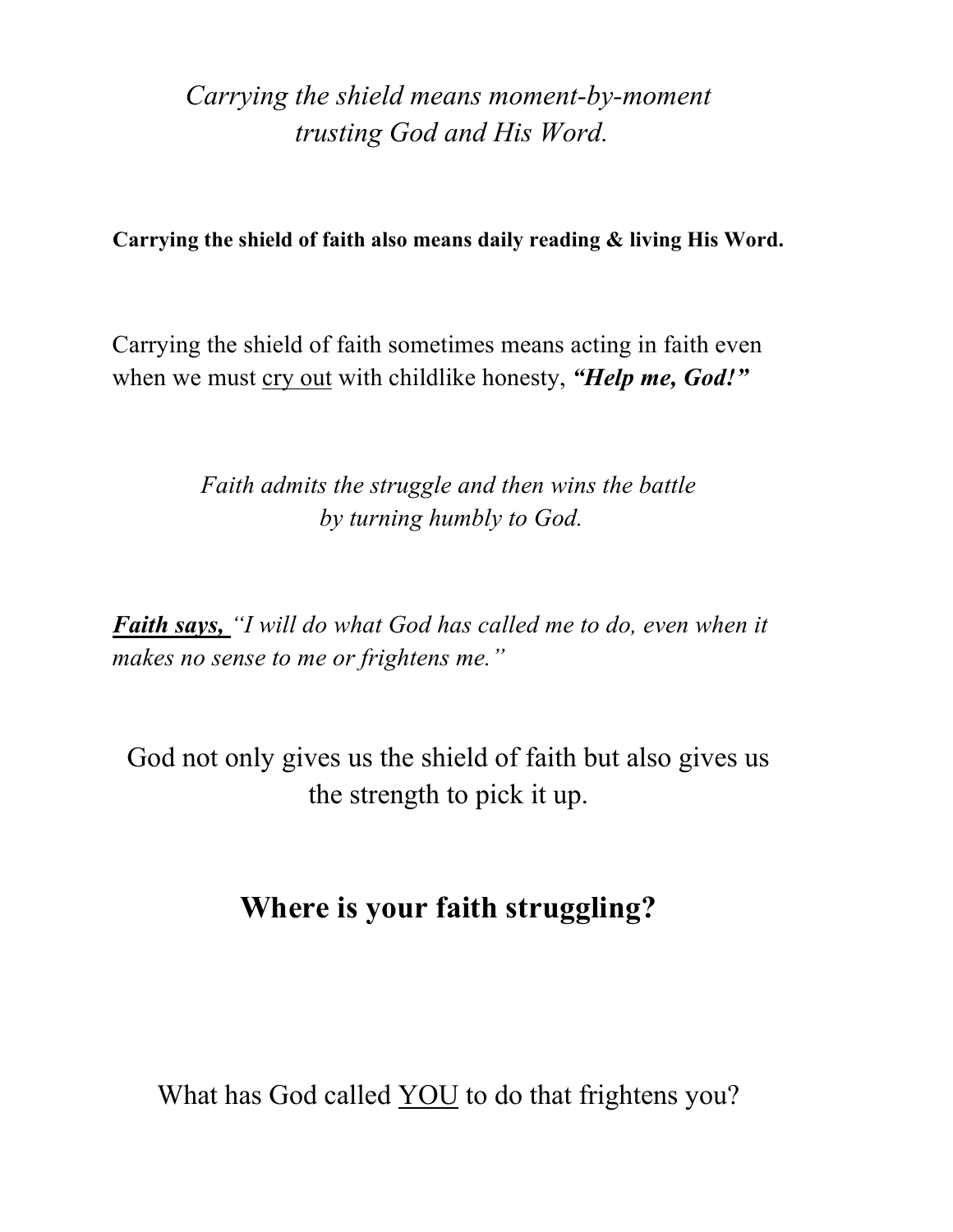*Carrying the shield means moment-by-moment trusting God and His Word.*

**Carrying the shield of faith also means daily reading & living His Word.**

Carrying the shield of faith sometimes means acting in faith even when we must <u>cry out</u> with childlike honesty, ***"Help me, God!"***

*Faith admits the struggle and then wins the battle by turning humbly to God.*

***<u>Faith says,</u>*** *"I will do what God has called me to do, even when it makes no sense to me or frightens me."*

God not only gives us the shield of faith but also gives us the strength to pick it up.

## Where is your faith struggling?

What has God called <u>YOU</u> to do that frightens you?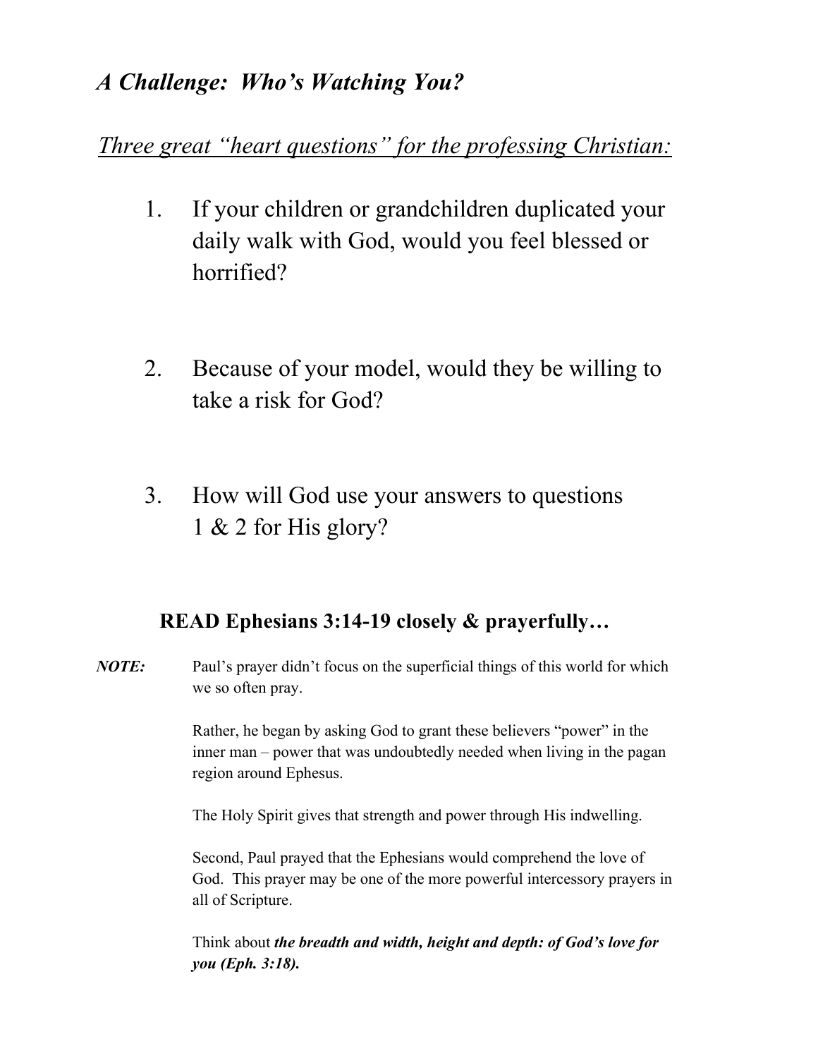## *A Challenge: Who's Watching You?*

*Three great "heart questions" for the professing Christian:*

1. If your children or grandchildren duplicated your daily walk with God, would you feel blessed or horrified?

2. Because of your model, would they be willing to take a risk for God?

3. How will God use your answers to questions 1 & 2 for His glory?

**READ Ephesians 3:14-19 closely & prayerfully…**

***NOTE:*** Paul's prayer didn't focus on the superficial things of this world for which we so often pray.

Rather, he began by asking God to grant these believers "power" in the inner man – power that was undoubtedly needed when living in the pagan region around Ephesus.

The Holy Spirit gives that strength and power through His indwelling.

Second, Paul prayed that the Ephesians would comprehend the love of God. This prayer may be one of the more powerful intercessory prayers in all of Scripture.

Think about ***the breadth and width, height and depth: of God's love for you (Eph. 3:18).***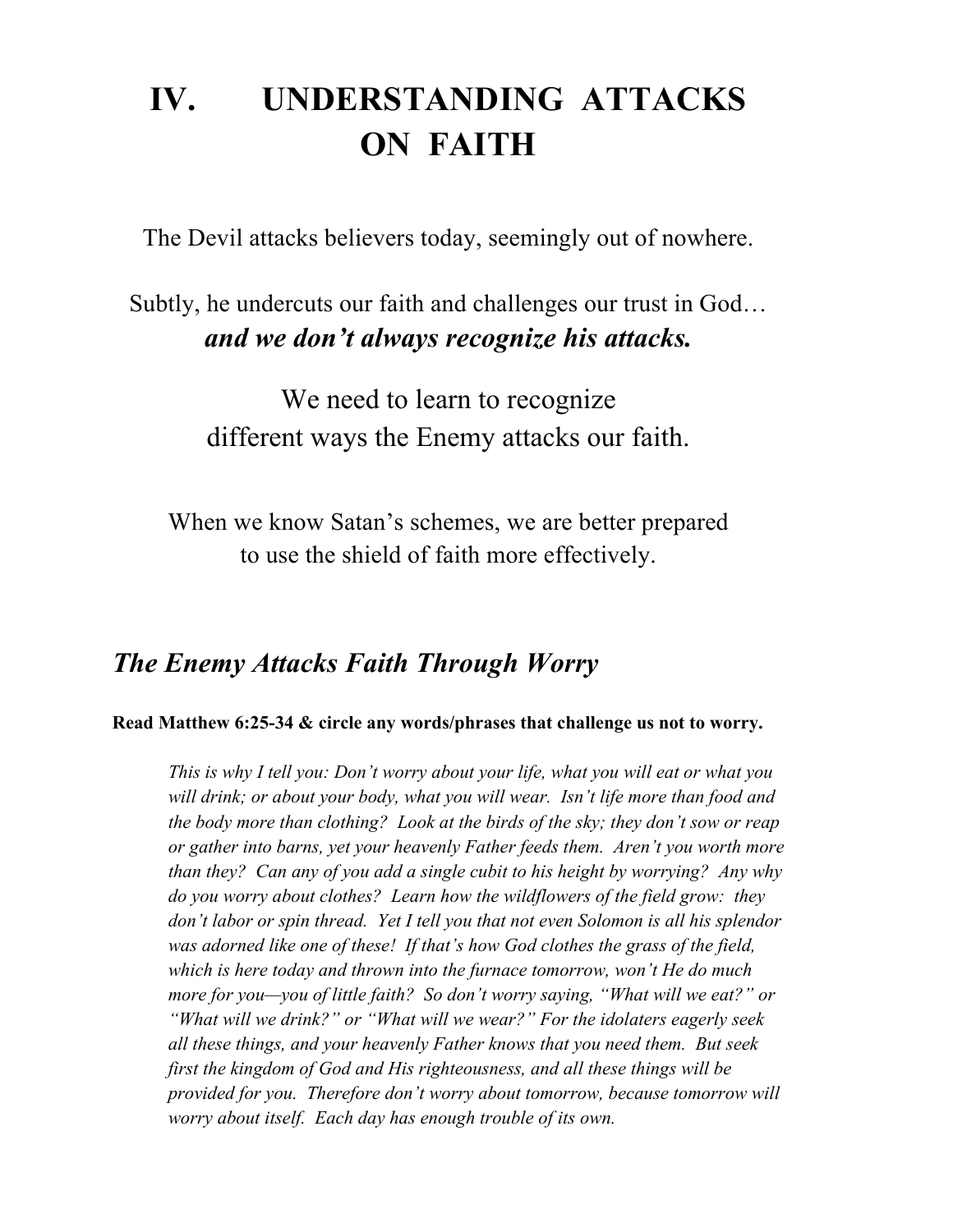# IV. UNDERSTANDING ATTACKS ON FAITH

The Devil attacks believers today, seemingly out of nowhere.

Subtly, he undercuts our faith and challenges our trust in God…
***and we don't always recognize his attacks.***

We need to learn to recognize
different ways the Enemy attacks our faith.

When we know Satan's schemes, we are better prepared
to use the shield of faith more effectively.

## *The Enemy Attacks Faith Through Worry*

**Read Matthew 6:25-34 & circle any words/phrases that challenge us not to worry.**

> *This is why I tell you: Don't worry about your life, what you will eat or what you will drink; or about your body, what you will wear. Isn't life more than food and the body more than clothing? Look at the birds of the sky; they don't sow or reap or gather into barns, yet your heavenly Father feeds them. Aren't you worth more than they? Can any of you add a single cubit to his height by worrying? Any why do you worry about clothes? Learn how the wildflowers of the field grow: they don't labor or spin thread. Yet I tell you that not even Solomon is all his splendor was adorned like one of these! If that's how God clothes the grass of the field, which is here today and thrown into the furnace tomorrow, won't He do much more for you—you of little faith? So don't worry saying, "What will we eat?" or "What will we drink?" or "What will we wear?" For the idolaters eagerly seek all these things, and your heavenly Father knows that you need them. But seek first the kingdom of God and His righteousness, and all these things will be provided for you. Therefore don't worry about tomorrow, because tomorrow will worry about itself. Each day has enough trouble of its own.*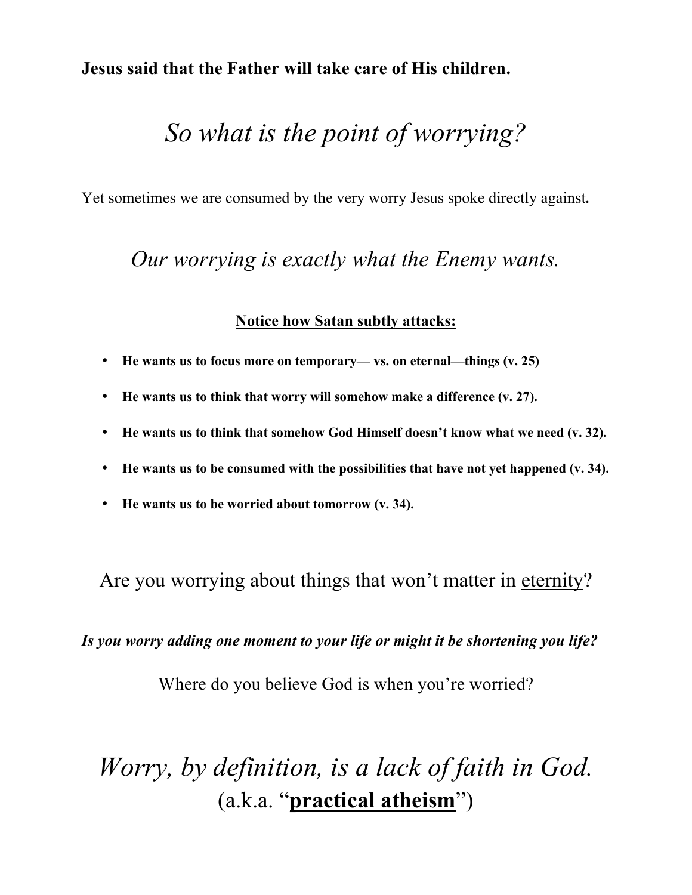**Jesus said that the Father will take care of His children.**

*So what is the point of worrying?*

Yet sometimes we are consumed by the very worry Jesus spoke directly against**.**

*Our worrying is exactly what the Enemy wants.*

**<u>Notice how Satan subtly attacks:</u>**

- **He wants us to focus more on temporary— vs. on eternal—things (v. 25)**
- **He wants us to think that worry will somehow make a difference (v. 27).**
- **He wants us to think that somehow God Himself doesn't know what we need (v. 32).**
- **He wants us to be consumed with the possibilities that have not yet happened (v. 34).**
- **He wants us to be worried about tomorrow (v. 34).**

Are you worrying about things that won't matter in <u>eternity</u>?

***Is you worry adding one moment to your life or might it be shortening you life?***

Where do you believe God is when you're worried?

*Worry, by definition, is a lack of faith in God.*

(a.k.a. "**<u>practical atheism</u>**")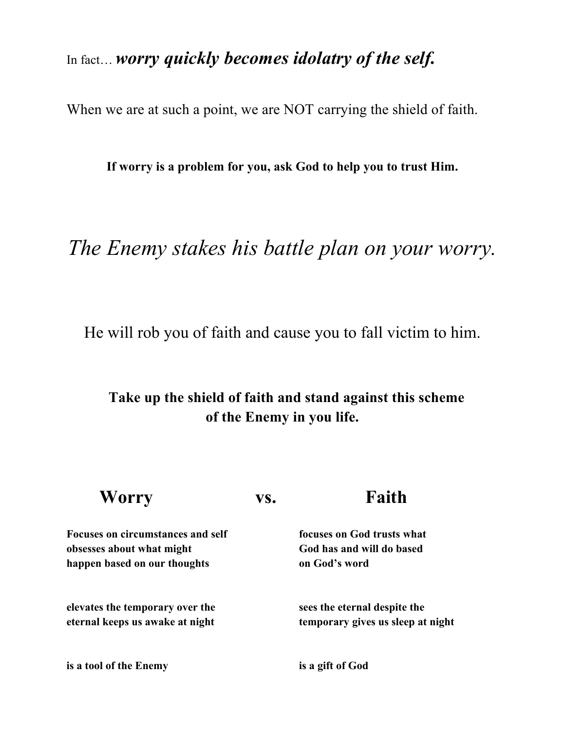In fact… ***worry quickly becomes idolatry of the self.***

When we are at such a point, we are NOT carrying the shield of faith.

**If worry is a problem for you, ask God to help you to trust Him.**

*The Enemy stakes his battle plan on your worry.*

He will rob you of faith and cause you to fall victim to him.

**Take up the shield of faith and stand against this scheme of the Enemy in you life.**

| **Worry** | **vs.** | **Faith** |
|---|---|---|
| **Focuses on circumstances and self obsesses about what might happen based on our thoughts** | | **focuses on God trusts what God has and will do based on God's word** |
| **elevates the temporary over the eternal keeps us awake at night** | | **sees the eternal despite the temporary gives us sleep at night** |
| **is a tool of the Enemy** | | **is a gift of God** |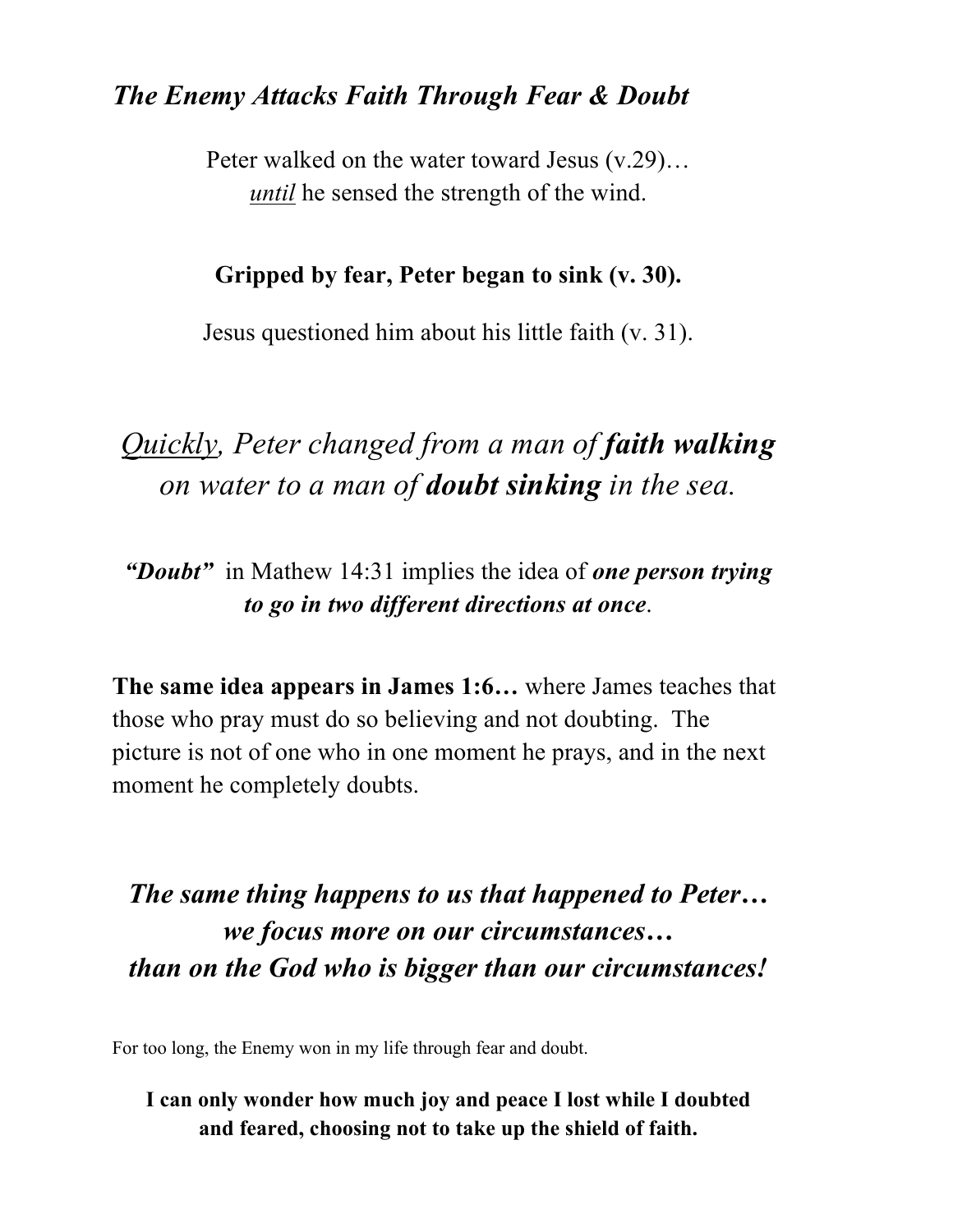## *The Enemy Attacks Faith Through Fear & Doubt*

Peter walked on the water toward Jesus (v.29)…
<u>*until*</u> he sensed the strength of the wind.

**Gripped by fear, Peter began to sink (v. 30).**

Jesus questioned him about his little faith (v. 31).

*<u>Quickly</u>, Peter changed from a man of **faith walking** on water to a man of **doubt sinking** in the sea.*

***"Doubt"*** in Mathew 14:31 implies the idea of ***one person trying to go in two different directions at once***.

**The same idea appears in James 1:6…** where James teaches that those who pray must do so believing and not doubting. The picture is not of one who in one moment he prays, and in the next moment he completely doubts.

***The same thing happens to us that happened to Peter… we focus more on our circumstances… than on the God who is bigger than our circumstances!***

For too long, the Enemy won in my life through fear and doubt.

**I can only wonder how much joy and peace I lost while I doubted and feared, choosing not to take up the shield of faith.**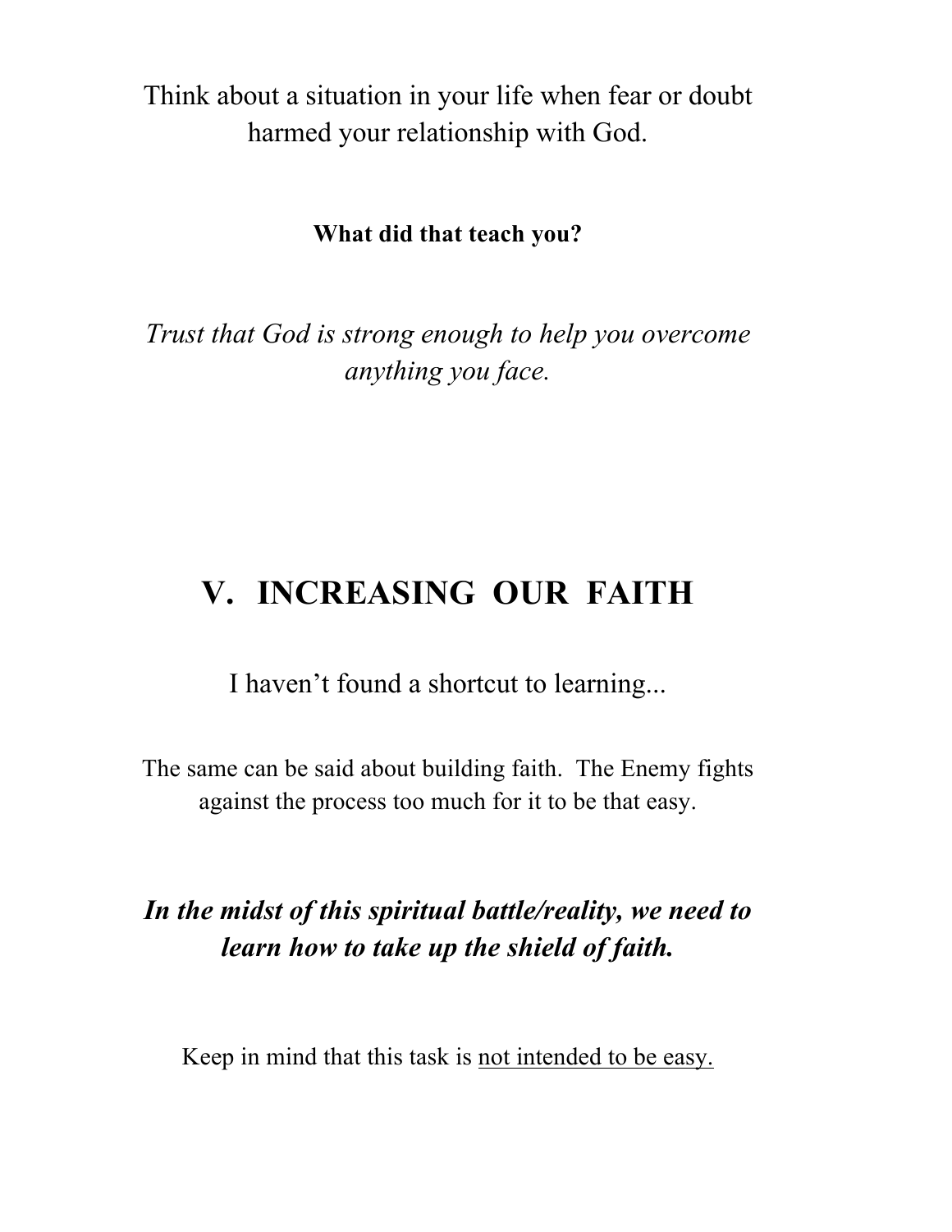Think about a situation in your life when fear or doubt harmed your relationship with God.

**What did that teach you?**

*Trust that God is strong enough to help you overcome anything you face.*

## V. INCREASING OUR FAITH

I haven't found a shortcut to learning...

The same can be said about building faith. The Enemy fights against the process too much for it to be that easy.

***In the midst of this spiritual battle/reality, we need to learn how to take up the shield of faith.***

Keep in mind that this task is <u>not intended to be easy.</u>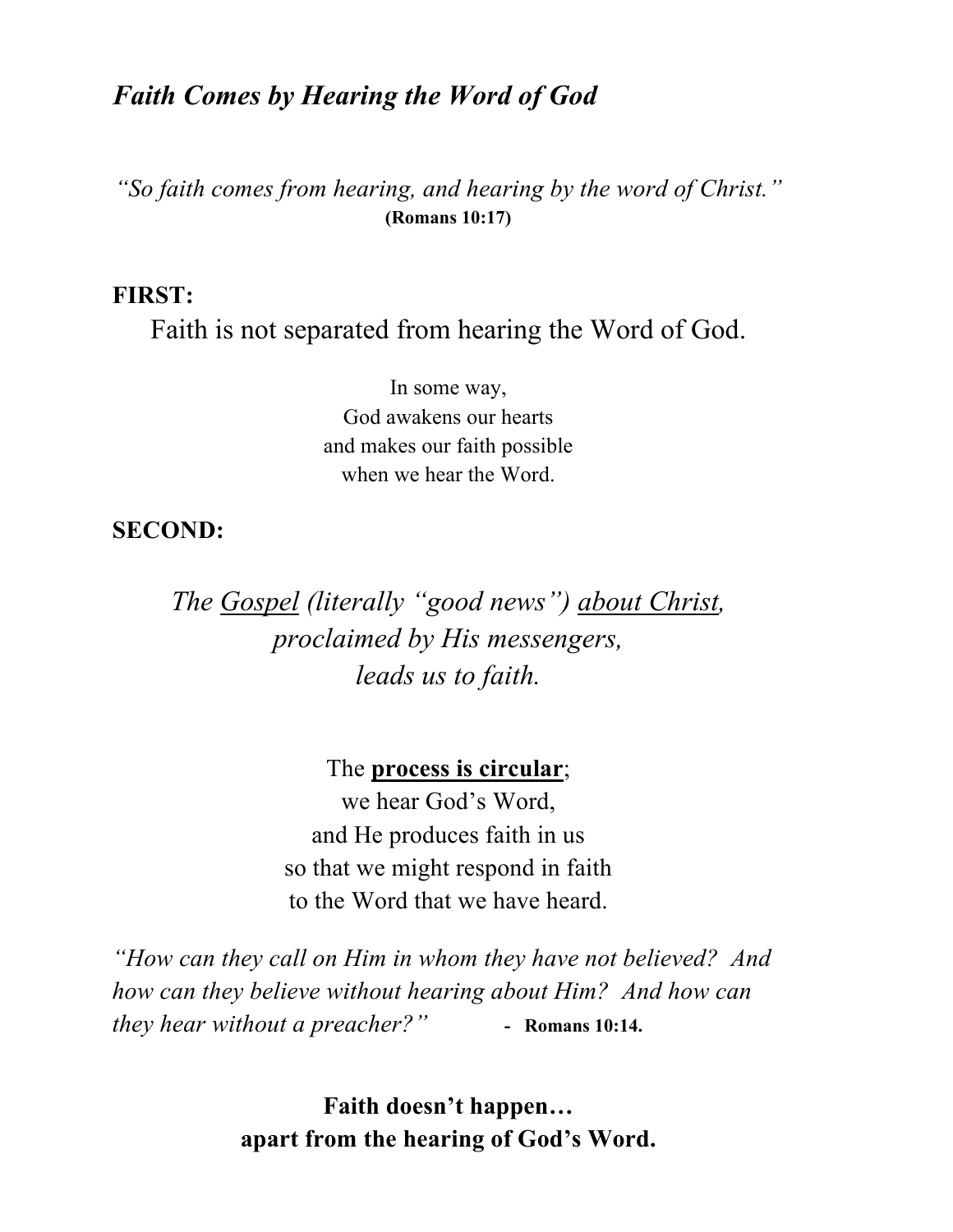## *Faith Comes by Hearing the Word of God*

*"So faith comes from hearing, and hearing by the word of Christ."*
**(Romans 10:17)**

**FIRST:**

Faith is not separated from hearing the Word of God.

In some way,
God awakens our hearts
and makes our faith possible
when we hear the Word.

**SECOND:**

*The <u>Gospel</u> (literally "good news") <u>about Christ</u>,*
*proclaimed by His messengers,*
*leads us to faith.*

The **<u>process is circular</u>**;
we hear God's Word,
and He produces faith in us
so that we might respond in faith
to the Word that we have heard.

*"How can they call on Him in whom they have not believed? And how can they believe without hearing about Him? And how can they hear without a preacher?"* **- Romans 10:14.**

**Faith doesn't happen…**
**apart from the hearing of God's Word.**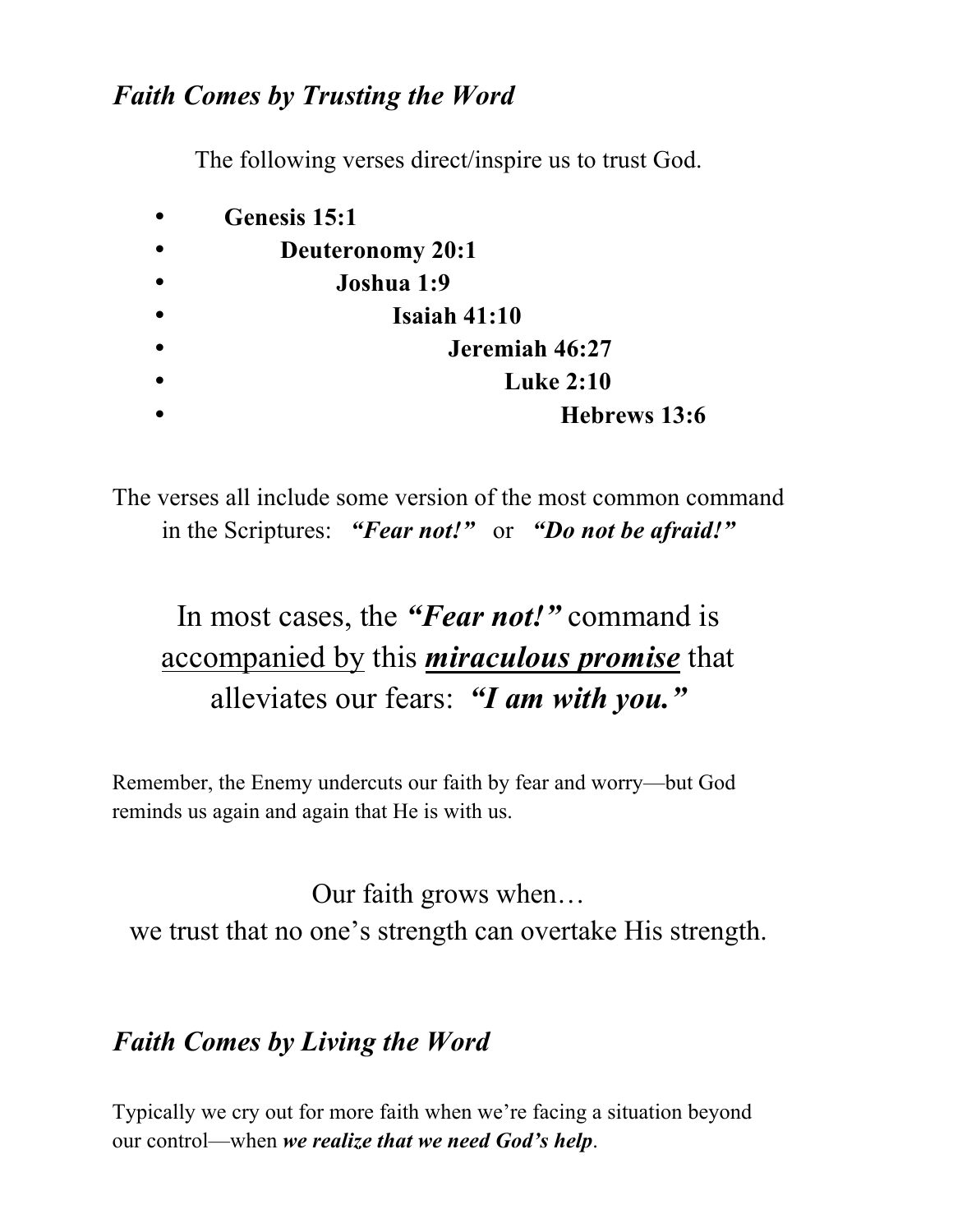## *Faith Comes by Trusting the Word*

The following verses direct/inspire us to trust God.

- **Genesis 15:1**
- **Deuteronomy 20:1**
- **Joshua 1:9**
- **Isaiah 41:10**
- **Jeremiah 46:27**
- **Luke 2:10**
- **Hebrews 13:6**

The verses all include some version of the most common command in the Scriptures: ***"Fear not!"*** or ***"Do not be afraid!"***

In most cases, the ***"Fear not!"*** command is <u>accompanied by</u> this ***<u>miraculous promise</u>*** that alleviates our fears: ***"I am with you."***

Remember, the Enemy undercuts our faith by fear and worry—but God reminds us again and again that He is with us.

Our faith grows when…
we trust that no one's strength can overtake His strength.

## *Faith Comes by Living the Word*

Typically we cry out for more faith when we're facing a situation beyond our control—when ***we realize that we need God's help***.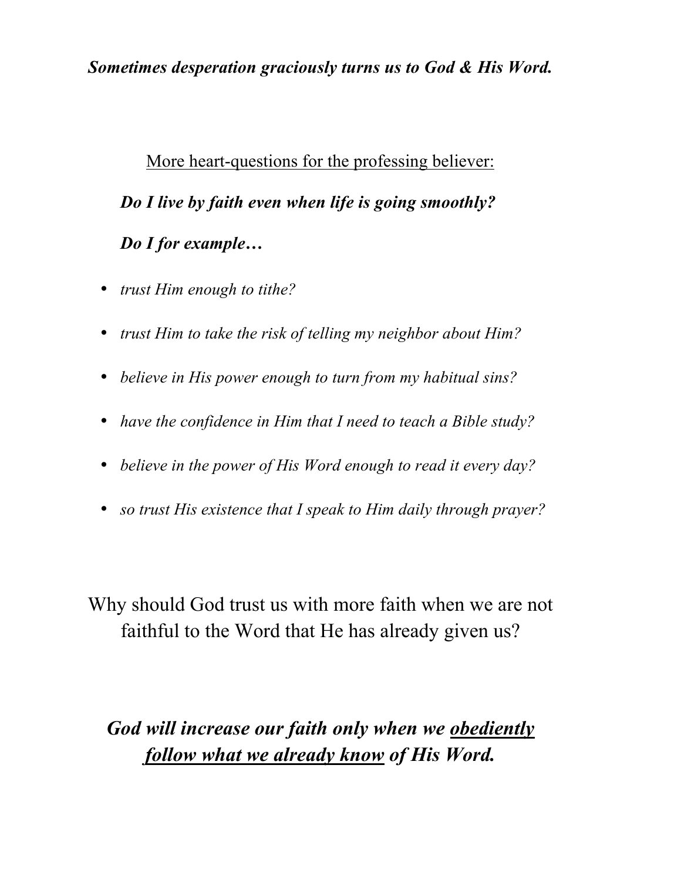***Sometimes desperation graciously turns us to God & His Word.***

<u>More heart-questions for the professing believer:</u>

***Do I live by faith even when life is going smoothly?***

***Do I for example…***

- *trust Him enough to tithe?*
- *trust Him to take the risk of telling my neighbor about Him?*
- *believe in His power enough to turn from my habitual sins?*
- *have the confidence in Him that I need to teach a Bible study?*
- *believe in the power of His Word enough to read it every day?*
- *so trust His existence that I speak to Him daily through prayer?*

Why should God trust us with more faith when we are not faithful to the Word that He has already given us?

***God will increase our faith only when we <u>obediently follow what we already know</u> of His Word.***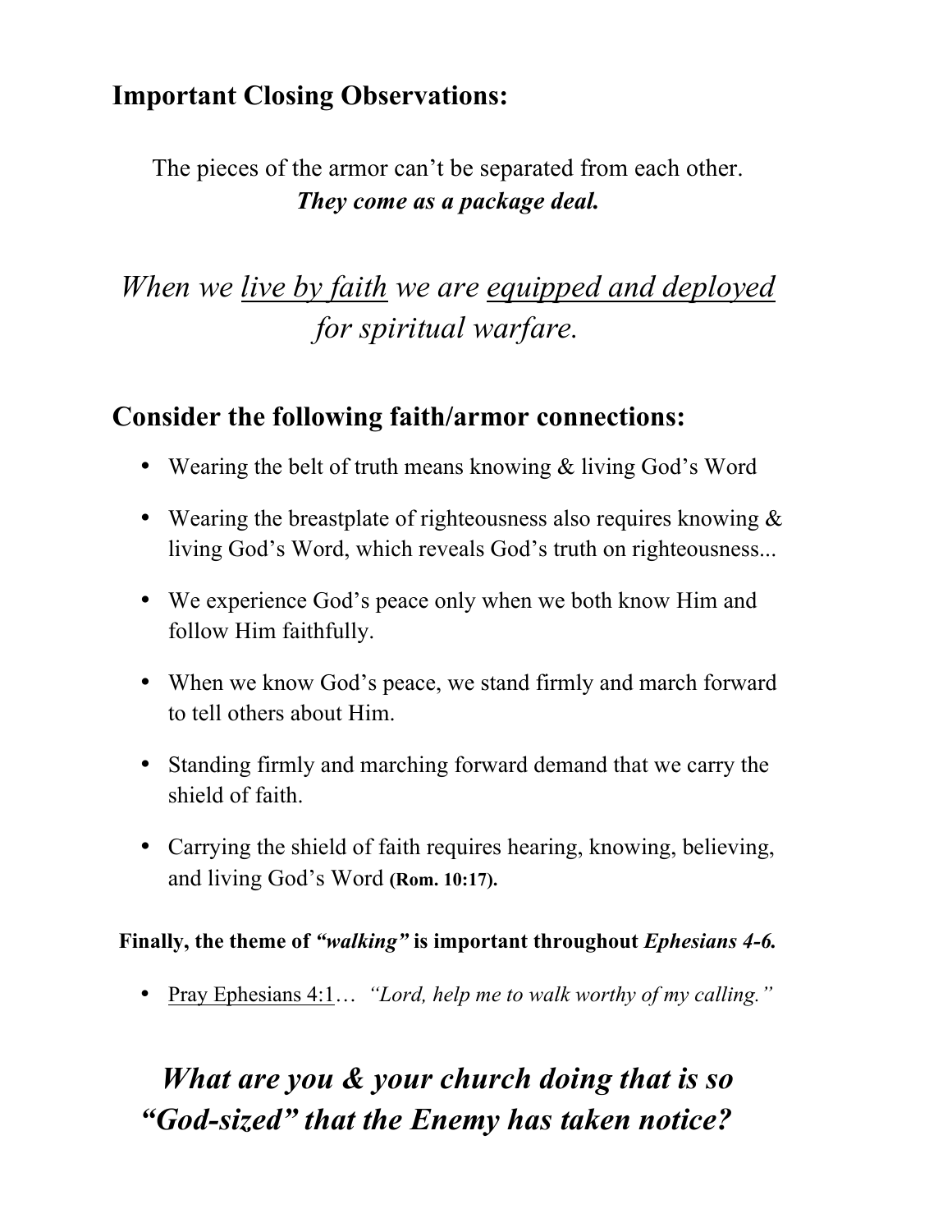## Important Closing Observations:

The pieces of the armor can't be separated from each other.
***They come as a package deal.***

*When we <u>live by faith</u> we are <u>equipped and deployed</u> for spiritual warfare.*

## Consider the following faith/armor connections:

- Wearing the belt of truth means knowing & living God's Word
- Wearing the breastplate of righteousness also requires knowing & living God's Word, which reveals God's truth on righteousness...
- We experience God's peace only when we both know Him and follow Him faithfully.
- When we know God's peace, we stand firmly and march forward to tell others about Him.
- Standing firmly and marching forward demand that we carry the shield of faith.
- Carrying the shield of faith requires hearing, knowing, believing, and living God's Word **(Rom. 10:17).**

**Finally, the theme of *"walking"* is important throughout *Ephesians 4-6.***

- <u>Pray Ephesians 4:1</u>… *"Lord, help me to walk worthy of my calling."*

***What are you & your church doing that is so "God-sized" that the Enemy has taken notice?***